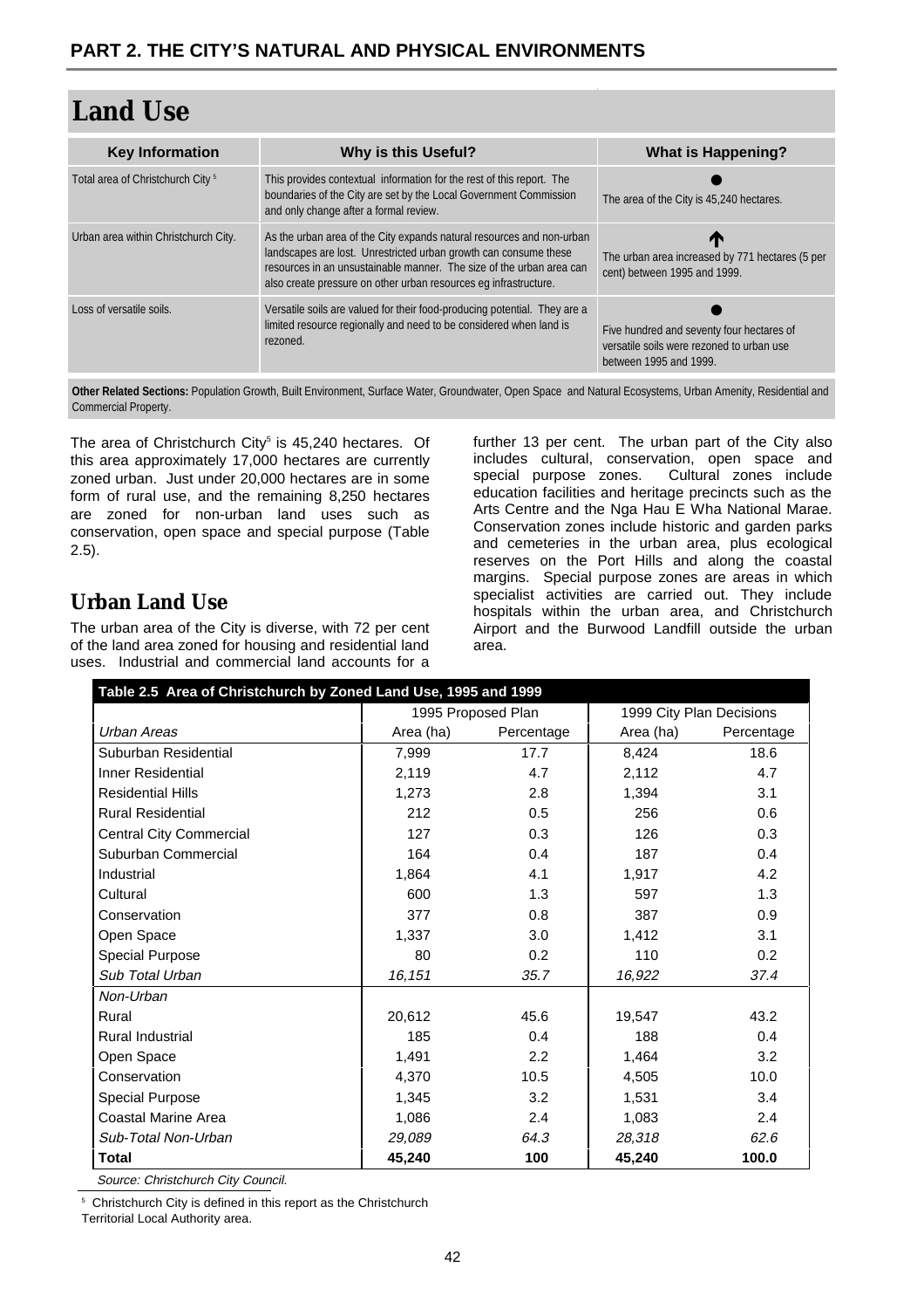## PART 2. THE CITY'S NATURAL AND PHYSICAL ENVIRONMENTS

# Land Use

| Key Information | Why is this Useful? | What is Happening? |
|---|---|---|
| Total area of Christchurch City [5] | This provides contextual information for the rest of this report. The boundaries of the City are set by the Local Government Commission and only change after a formal review. | ● The area of the City is 45,240 hectares. |
| Urban area within Christchurch City. | As the urban area of the City expands natural resources and non-urban landscapes are lost. Unrestricted urban growth can consume these resources in an unsustainable manner. The size of the urban area can also create pressure on other urban resources eg infrastructure. | ↑ The urban area increased by 771 hectares (5 per cent) between 1995 and 1999. |
| Loss of versatile soils. | Versatile soils are valued for their food-producing potential. They are a limited resource regionally and need to be considered when land is rezoned. | ● Five hundred and seventy four hectares of versatile soils were rezoned to urban use between 1995 and 1999. |

**Other Related Sections:** Population Growth, Built Environment, Surface Water, Groundwater, Open Space and Natural Ecosystems, Urban Amenity, Residential and Commercial Property.

The area of Christchurch City[5] is 45,240 hectares. Of this area approximately 17,000 hectares are currently zoned urban. Just under 20,000 hectares are in some form of rural use, and the remaining 8,250 hectares are zoned for non-urban land uses such as conservation, open space and special purpose (Table 2.5).

## Urban Land Use

The urban area of the City is diverse, with 72 per cent of the land area zoned for housing and residential land uses. Industrial and commercial land accounts for a further 13 per cent. The urban part of the City also includes cultural, conservation, open space and special purpose zones. Cultural zones include education facilities and heritage precincts such as the Arts Centre and the Nga Hau E Wha National Marae. Conservation zones include historic and garden parks and cemeteries in the urban area, plus ecological reserves on the Port Hills and along the coastal margins. Special purpose zones are areas in which specialist activities are carried out. They include hospitals within the urban area, and Christchurch Airport and the Burwood Landfill outside the urban area.

**Table 2.5 Area of Christchurch by Zoned Land Use, 1995 and 1999**

| | 1995 Proposed Plan | | 1999 City Plan Decisions | |
|---|---|---|---|---|
| *Urban Areas* | Area (ha) | Percentage | Area (ha) | Percentage |
| Suburban Residential | 7,999 | 17.7 | 8,424 | 18.6 |
| Inner Residential | 2,119 | 4.7 | 2,112 | 4.7 |
| Residential Hills | 1,273 | 2.8 | 1,394 | 3.1 |
| Rural Residential | 212 | 0.5 | 256 | 0.6 |
| Central City Commercial | 127 | 0.3 | 126 | 0.3 |
| Suburban Commercial | 164 | 0.4 | 187 | 0.4 |
| Industrial | 1,864 | 4.1 | 1,917 | 4.2 |
| Cultural | 600 | 1.3 | 597 | 1.3 |
| Conservation | 377 | 0.8 | 387 | 0.9 |
| Open Space | 1,337 | 3.0 | 1,412 | 3.1 |
| Special Purpose | 80 | 0.2 | 110 | 0.2 |
| *Sub Total Urban* | *16,151* | *35.7* | *16,922* | *37.4* |
| *Non-Urban* | | | | |
| Rural | 20,612 | 45.6 | 19,547 | 43.2 |
| Rural Industrial | 185 | 0.4 | 188 | 0.4 |
| Open Space | 1,491 | 2.2 | 1,464 | 3.2 |
| Conservation | 4,370 | 10.5 | 4,505 | 10.0 |
| Special Purpose | 1,345 | 3.2 | 1,531 | 3.4 |
| Coastal Marine Area | 1,086 | 2.4 | 1,083 | 2.4 |
| *Sub-Total Non-Urban* | *29,089* | *64.3* | *28,318* | *62.6* |
| **Total** | **45,240** | **100** | **45,240** | **100.0** |

*Source: Christchurch City Council.*

[5] Christchurch City is defined in this report as the Christchurch Territorial Local Authority area.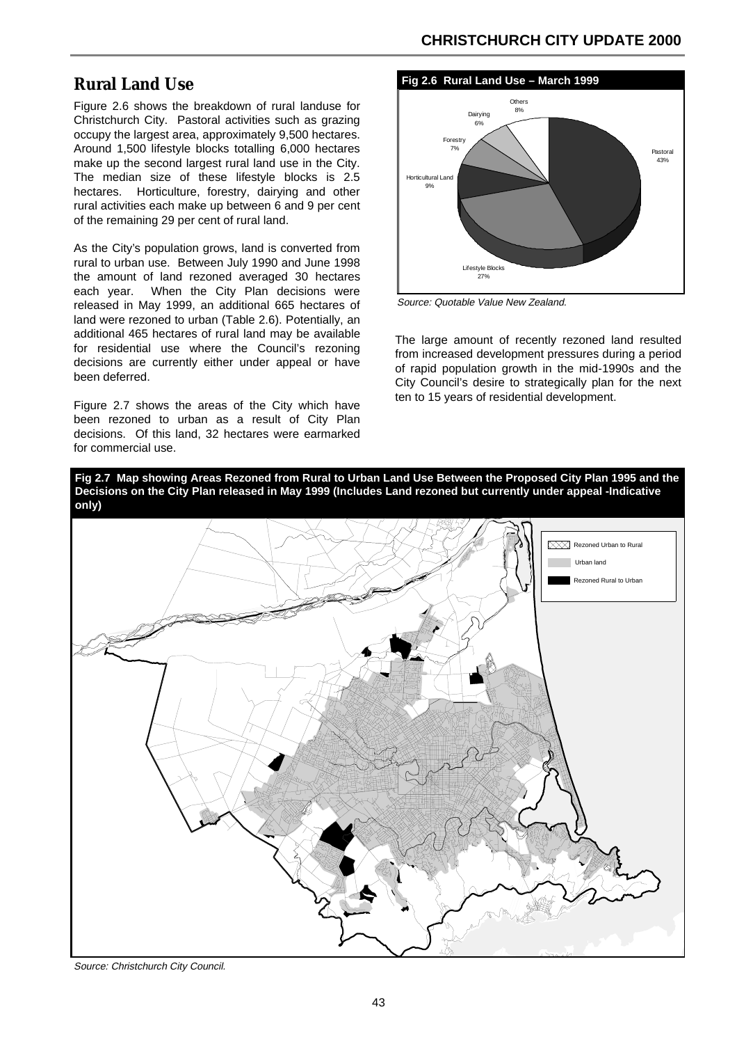## Rural Land Use

Figure 2.6 shows the breakdown of rural landuse for Christchurch City. Pastoral activities such as grazing occupy the largest area, approximately 9,500 hectares. Around 1,500 lifestyle blocks totalling 6,000 hectares make up the second largest rural land use in the City. The median size of these lifestyle blocks is 2.5 hectares. Horticulture, forestry, dairying and other rural activities each make up between 6 and 9 per cent of the remaining 29 per cent of rural land.

As the City's population grows, land is converted from rural to urban use. Between July 1990 and June 1998 the amount of land rezoned averaged 30 hectares each year. When the City Plan decisions were released in May 1999, an additional 665 hectares of land were rezoned to urban (Table 2.6). Potentially, an additional 465 hectares of rural land may be available for residential use where the Council's rezoning decisions are currently either under appeal or have been deferred.

Figure 2.7 shows the areas of the City which have been rezoned to urban as a result of City Plan decisions. Of this land, 32 hectares were earmarked for commercial use.

**Fig 2.6 Rural Land Use – March 1999**

Others 8%
Dairying 6%
Forestry 7%
Horticultural Land 9%
Lifestyle Blocks 27%
Pastoral 43%

*Source: Quotable Value New Zealand.*

The large amount of recently rezoned land resulted from increased development pressures during a period of rapid population growth in the mid-1990s and the City Council's desire to strategically plan for the next ten to 15 years of residential development.

**Fig 2.7 Map showing Areas Rezoned from Rural to Urban Land Use Between the Proposed City Plan 1995 and the Decisions on the City Plan released in May 1999 (Includes Land rezoned but currently under appeal -Indicative only)**

Rezoned Urban to Rural
Urban land
Rezoned Rural to Urban

*Source: Christchurch City Council.*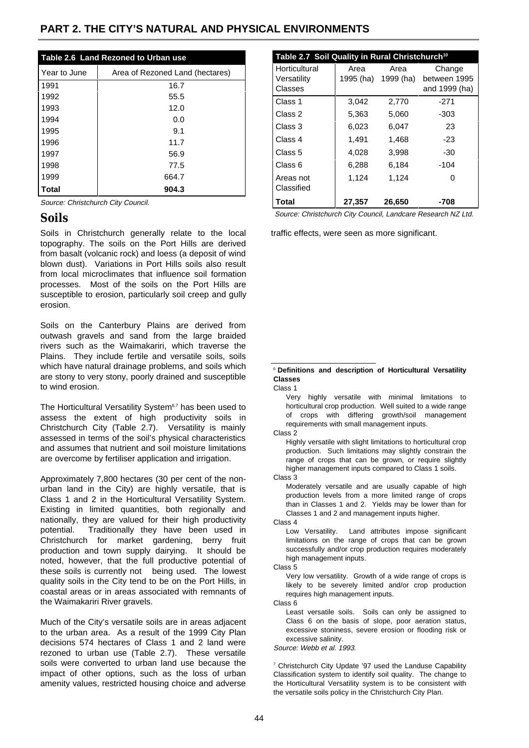## PART 2. THE CITY'S NATURAL AND PHYSICAL ENVIRONMENTS

**Table 2.6 Land Rezoned to Urban use**

| Year to June | Area of Rezoned Land (hectares) |
|---|---|
| 1991 | 16.7 |
| 1992 | 55.5 |
| 1993 | 12.0 |
| 1994 | 0.0 |
| 1995 | 9.1 |
| 1996 | 11.7 |
| 1997 | 56.9 |
| 1998 | 77.5 |
| 1999 | 664.7 |
| **Total** | **904.3** |

*Source: Christchurch City Council.*

## Soils

Soils in Christchurch generally relate to the local topography. The soils on the Port Hills are derived from basalt (volcanic rock) and loess (a deposit of wind blown dust). Variations in Port Hills soils also result from local microclimates that influence soil formation processes. Most of the soils on the Port Hills are susceptible to erosion, particularly soil creep and gully erosion.

Soils on the Canterbury Plains are derived from outwash gravels and sand from the large braided rivers such as the Waimakariri, which traverse the Plains. They include fertile and versatile soils, soils which have natural drainage problems, and soils which are stony to very stony, poorly drained and susceptible to wind erosion.

The Horticultural Versatility System[6,7] has been used to assess the extent of high productivity soils in Christchurch City (Table 2.7). Versatility is mainly assessed in terms of the soil's physical characteristics and assumes that nutrient and soil moisture limitations are overcome by fertiliser application and irrigation.

Approximately 7,800 hectares (30 per cent of the non-urban land in the City) are highly versatile, that is Class 1 and 2 in the Horticultural Versatility System. Existing in limited quantities, both regionally and nationally, they are valued for their high productivity potential. Traditionally they have been used in Christchurch for market gardening, berry fruit production and town supply dairying. It should be noted, however, that the full productive potential of these soils is currently not being used. The lowest quality soils in the City tend to be on the Port Hills, in coastal areas or in areas associated with remnants of the Waimakariri River gravels.

Much of the City's versatile soils are in areas adjacent to the urban area. As a result of the 1999 City Plan decisions 574 hectares of Class 1 and 2 land were rezoned to urban use (Table 2.7). These versatile soils were converted to urban land use because the impact of other options, such as the loss of urban amenity values, restricted housing choice and adverse traffic effects, were seen as more significant.

**Table 2.7 Soil Quality in Rural Christchurch[10]**

| Horticultural Versatility Classes | Area 1995 (ha) | Area 1999 (ha) | Change between 1995 and 1999 (ha) |
|---|---|---|---|
| Class 1 | 3,042 | 2,770 | -271 |
| Class 2 | 5,363 | 5,060 | -303 |
| Class 3 | 6,023 | 6,047 | 23 |
| Class 4 | 1,491 | 1,468 | -23 |
| Class 5 | 4,028 | 3,998 | -30 |
| Class 6 | 6,288 | 6,184 | -104 |
| Areas not Classified | 1,124 | 1,124 | 0 |
| **Total** | **27,357** | **26,650** | **-708** |

*Source: Christchurch City Council, Landcare Research NZ Ltd.*

---

[6] **Definitions and description of Horticultural Versatility Classes**

Class 1
: Very highly versatile with minimal limitations to horticultural crop production. Well suited to a wide range of crops with differing growth/soil management requirements with small management inputs.

Class 2
: Highly versatile with slight limitations to horticultural crop production. Such limitations may slightly constrain the range of crops that can be grown, or require slightly higher management inputs compared to Class 1 soils.

Class 3
: Moderately versatile and are usually capable of high production levels from a more limited range of crops than in Classes 1 and 2. Yields may be lower than for Classes 1 and 2 and management inputs higher.

Class 4
: Low Versatility. Land attributes impose significant limitations on the range of crops that can be grown successfully and/or crop production requires moderately high management inputs.

Class 5
: Very low versatility. Growth of a wide range of crops is likely to be severely limited and/or crop production requires high management inputs.

Class 6
: Least versatile soils. Soils can only be assigned to Class 6 on the basis of slope, poor aeration status, excessive stoniness, severe erosion or flooding risk or excessive salinity.

*Source: Webb et al. 1993.*

[7] Christchurch City Update '97 used the Landuse Capability Classification system to identify soil quality. The change to the Horticultural Versatility system is to be consistent with the versatile soils policy in the Christchurch City Plan.